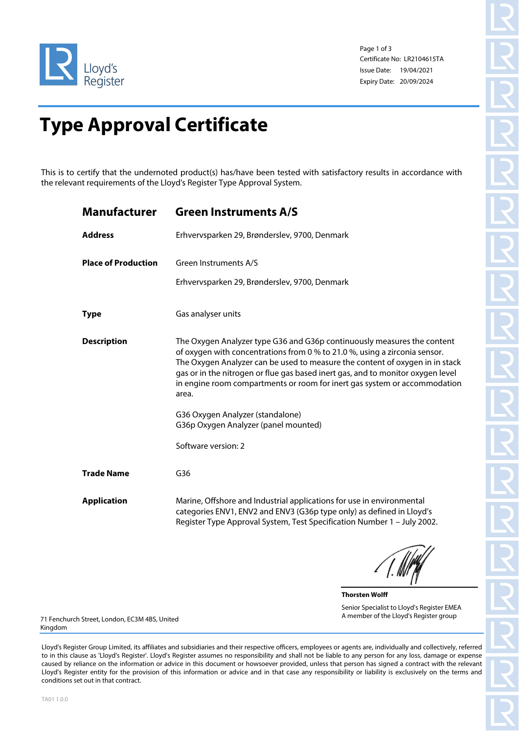Lloyd's Register

Certificate No: LR2104615TA
Issue Date: 19/04/2021
Expiry Date: 20/09/2024

# Type Approval Certificate

This is to certify that the undernoted product(s) has/have been tested with satisfactory results in accordance with the relevant requirements of the Lloyd's Register Type Approval System.

## Manufacturer — Green Instruments A/S

**Address**
Erhvervsparken 29, Brønderslev, 9700, Denmark

**Place of Production**
Green Instruments A/S

Erhvervsparken 29, Brønderslev, 9700, Denmark

**Type**
Gas analyser units

**Description**
The Oxygen Analyzer type G36 and G36p continuously measures the content of oxygen with concentrations from 0 % to 21.0 %, using a zirconia sensor. The Oxygen Analyzer can be used to measure the content of oxygen in in stack gas or in the nitrogen or flue gas based inert gas, and to monitor oxygen level in engine room compartments or room for inert gas system or accommodation area.

G36 Oxygen Analyzer (standalone)
G36p Oxygen Analyzer (panel mounted)

Software version: 2

**Trade Name**
G36

**Application**
Marine, Offshore and Industrial applications for use in environmental categories ENV1, ENV2 and ENV3 (G36p type only) as defined in Lloyd's Register Type Approval System, Test Specification Number 1 – July 2002.

**Thorsten Wolff**
Senior Specialist to Lloyd's Register EMEA
A member of the Lloyd's Register group

71 Fenchurch Street, London, EC3M 4BS, United Kingdom

Lloyd's Register Group Limited, its affiliates and subsidiaries and their respective officers, employees or agents are, individually and collectively, referred to in this clause as 'Lloyd's Register'. Lloyd's Register assumes no responsibility and shall not be liable to any person for any loss, damage or expense caused by reliance on the information or advice in this document or howsoever provided, unless that person has signed a contract with the relevant Lloyd's Register entity for the provision of this information or advice and in that case any responsibility or liability is exclusively on the terms and conditions set out in that contract.

TA01 1.0.0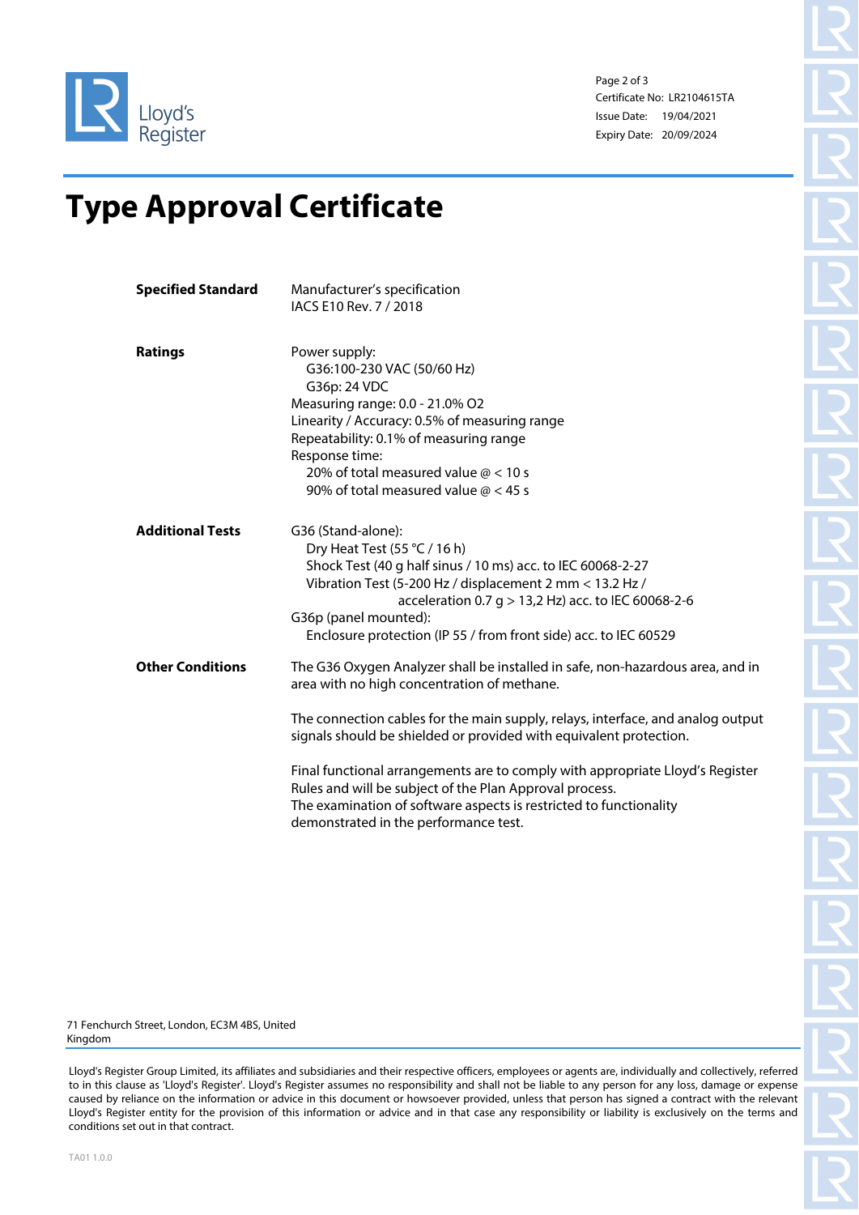Certificate No: LR2104615TA
Issue Date: 19/04/2021
Expiry Date: 20/09/2024

# Type Approval Certificate

**Specified Standard**

Manufacturer's specification
IACS E10 Rev. 7 / 2018

**Ratings**

Power supply:
- G36:100-230 VAC (50/60 Hz)
- G36p: 24 VDC

Measuring range: 0.0 - 21.0% O2
Linearity / Accuracy: 0.5% of measuring range
Repeatability: 0.1% of measuring range
Response time:
- 20% of total measured value @ < 10 s
- 90% of total measured value @ < 45 s

**Additional Tests**

G36 (Stand-alone):
- Dry Heat Test (55 °C / 16 h)
- Shock Test (40 g half sinus / 10 ms) acc. to IEC 60068-2-27
- Vibration Test (5-200 Hz / displacement 2 mm < 13.2 Hz / acceleration 0.7 g > 13,2 Hz) acc. to IEC 60068-2-6

G36p (panel mounted):
- Enclosure protection (IP 55 / from front side) acc. to IEC 60529

**Other Conditions**

The G36 Oxygen Analyzer shall be installed in safe, non-hazardous area, and in area with no high concentration of methane.

The connection cables for the main supply, relays, interface, and analog output signals should be shielded or provided with equivalent protection.

Final functional arrangements are to comply with appropriate Lloyd's Register Rules and will be subject of the Plan Approval process.
The examination of software aspects is restricted to functionality demonstrated in the performance test.

71 Fenchurch Street, London, EC3M 4BS, United Kingdom

Lloyd's Register Group Limited, its affiliates and subsidiaries and their respective officers, employees or agents are, individually and collectively, referred to in this clause as 'Lloyd's Register'. Lloyd's Register assumes no responsibility and shall not be liable to any person for any loss, damage or expense caused by reliance on the information or advice in this document or howsoever provided, unless that person has signed a contract with the relevant Lloyd's Register entity for the provision of this information or advice and in that case any responsibility or liability is exclusively on the terms and conditions set out in that contract.

TA01 1.0.0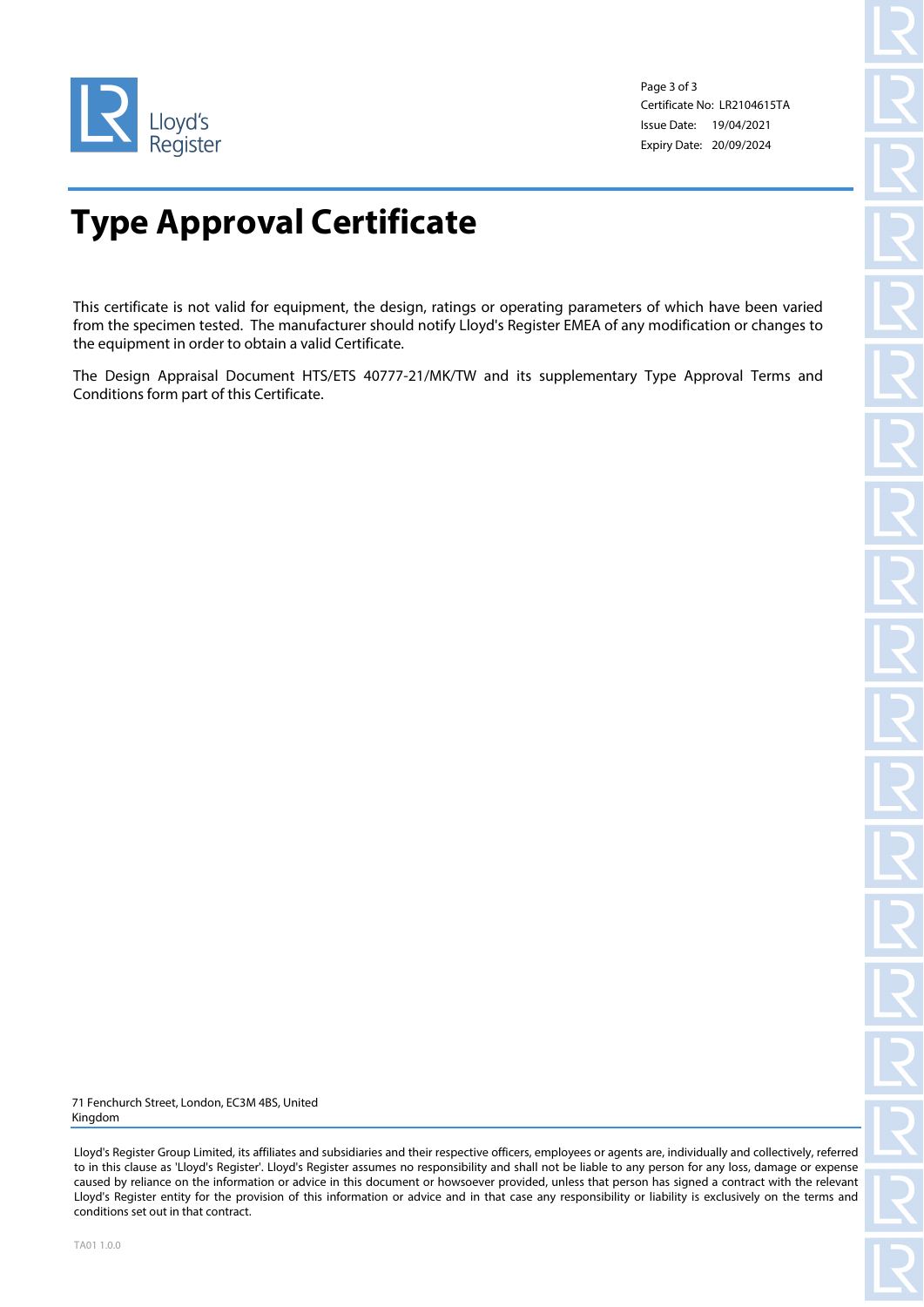# Type Approval Certificate

This certificate is not valid for equipment, the design, ratings or operating parameters of which have been varied from the specimen tested. The manufacturer should notify Lloyd's Register EMEA of any modification or changes to the equipment in order to obtain a valid Certificate.

The Design Appraisal Document HTS/ETS 40777-21/MK/TW and its supplementary Type Approval Terms and Conditions form part of this Certificate.

71 Fenchurch Street, London, EC3M 4BS, United Kingdom

Lloyd's Register Group Limited, its affiliates and subsidiaries and their respective officers, employees or agents are, individually and collectively, referred to in this clause as 'Lloyd's Register'. Lloyd's Register assumes no responsibility and shall not be liable to any person for any loss, damage or expense caused by reliance on the information or advice in this document or howsoever provided, unless that person has signed a contract with the relevant Lloyd's Register entity for the provision of this information or advice and in that case any responsibility or liability is exclusively on the terms and conditions set out in that contract.